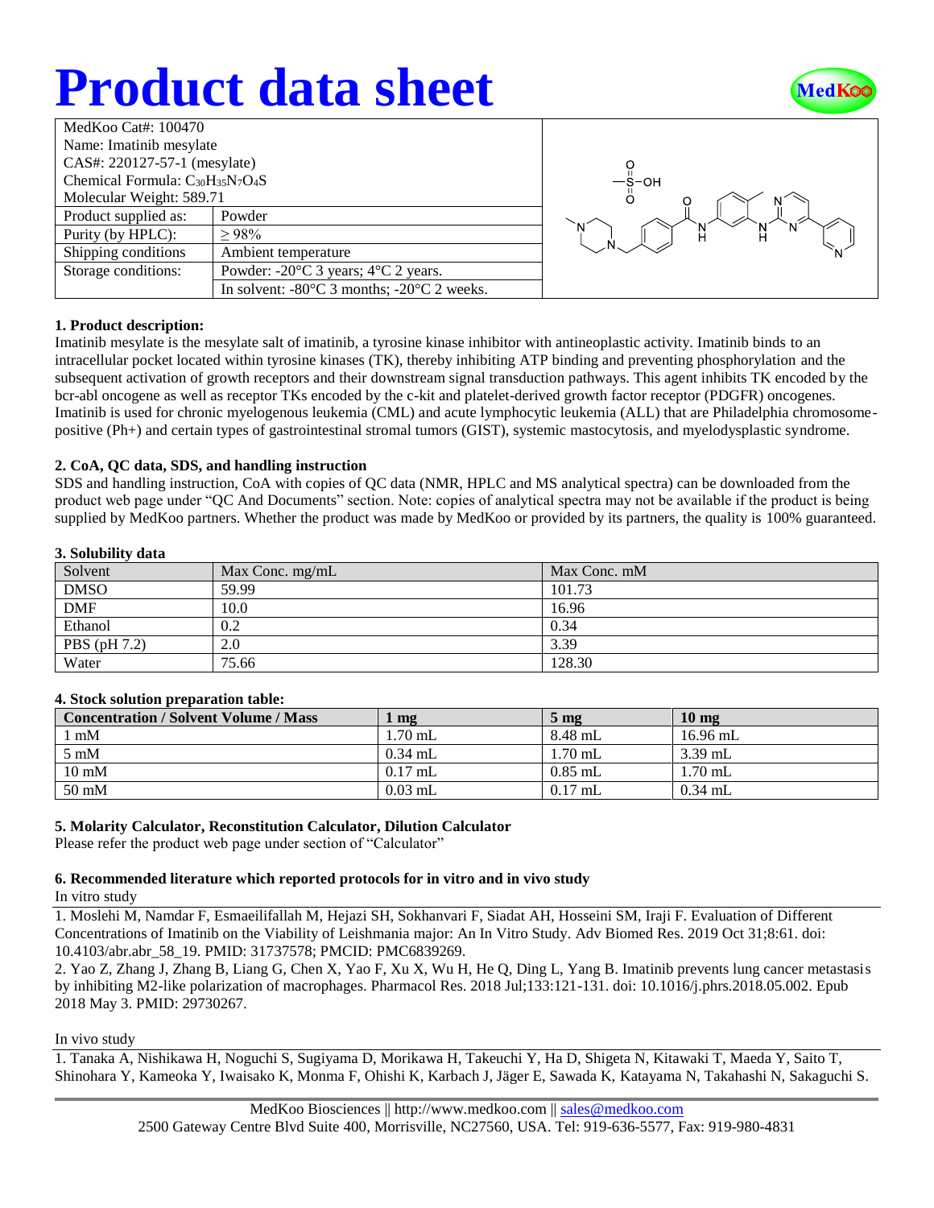# Product data sheet

| MedKoo Cat#: 100470 | |
|---|---|
| Name: Imatinib mesylate | |
| CAS#: 220127-57-1 (mesylate) | |
| Chemical Formula: $C_{30}H_{35}N_7O_4S$ | |
| Molecular Weight: 589.71 | |
| Product supplied as: | Powder |
| Purity (by HPLC): | ≥ 98% |
| Shipping conditions | Ambient temperature |
| Storage conditions: | Powder: -20°C 3 years; 4°C 2 years. |
| | In solvent: -80°C 3 months; -20°C 2 weeks. |

### 1. Product description:

Imatinib mesylate is the mesylate salt of imatinib, a tyrosine kinase inhibitor with antineoplastic activity. Imatinib binds to an intracellular pocket located within tyrosine kinases (TK), thereby inhibiting ATP binding and preventing phosphorylation and the subsequent activation of growth receptors and their downstream signal transduction pathways. This agent inhibits TK encoded by the bcr-abl oncogene as well as receptor TKs encoded by the c-kit and platelet-derived growth factor receptor (PDGFR) oncogenes. Imatinib is used for chronic myelogenous leukemia (CML) and acute lymphocytic leukemia (ALL) that are Philadelphia chromosome-positive (Ph+) and certain types of gastrointestinal stromal tumors (GIST), systemic mastocytosis, and myelodysplastic syndrome.

### 2. CoA, QC data, SDS, and handling instruction

SDS and handling instruction, CoA with copies of QC data (NMR, HPLC and MS analytical spectra) can be downloaded from the product web page under "QC And Documents" section. Note: copies of analytical spectra may not be available if the product is being supplied by MedKoo partners. Whether the product was made by MedKoo or provided by its partners, the quality is 100% guaranteed.

### 3. Solubility data

| Solvent | Max Conc. mg/mL | Max Conc. mM |
|---|---|---|
| DMSO | 59.99 | 101.73 |
| DMF | 10.0 | 16.96 |
| Ethanol | 0.2 | 0.34 |
| PBS (pH 7.2) | 2.0 | 3.39 |
| Water | 75.66 | 128.30 |

### 4. Stock solution preparation table:

| Concentration / Solvent Volume / Mass | 1 mg | 5 mg | 10 mg |
|---|---|---|---|
| 1 mM | 1.70 mL | 8.48 mL | 16.96 mL |
| 5 mM | 0.34 mL | 1.70 mL | 3.39 mL |
| 10 mM | 0.17 mL | 0.85 mL | 1.70 mL |
| 50 mM | 0.03 mL | 0.17 mL | 0.34 mL |

### 5. Molarity Calculator, Reconstitution Calculator, Dilution Calculator

Please refer the product web page under section of "Calculator"

### 6. Recommended literature which reported protocols for in vitro and in vivo study

In vitro study

1. Moslehi M, Namdar F, Esmaeilifallah M, Hejazi SH, Sokhanvari F, Siadat AH, Hosseini SM, Iraji F. Evaluation of Different Concentrations of Imatinib on the Viability of Leishmania major: An In Vitro Study. Adv Biomed Res. 2019 Oct 31;8:61. doi: 10.4103/abr.abr_58_19. PMID: 31737578; PMCID: PMC6839269.
2. Yao Z, Zhang J, Zhang B, Liang G, Chen X, Yao F, Xu X, Wu H, He Q, Ding L, Yang B. Imatinib prevents lung cancer metastasis by inhibiting M2-like polarization of macrophages. Pharmacol Res. 2018 Jul;133:121-131. doi: 10.1016/j.phrs.2018.05.002. Epub 2018 May 3. PMID: 29730267.

In vivo study

1. Tanaka A, Nishikawa H, Noguchi S, Sugiyama D, Morikawa H, Takeuchi Y, Ha D, Shigeta N, Kitawaki T, Maeda Y, Saito T, Shinohara Y, Kameoka Y, Iwaisako K, Monma F, Ohishi K, Karbach J, Jäger E, Sawada K, Katayama N, Takahashi N, Sakaguchi S.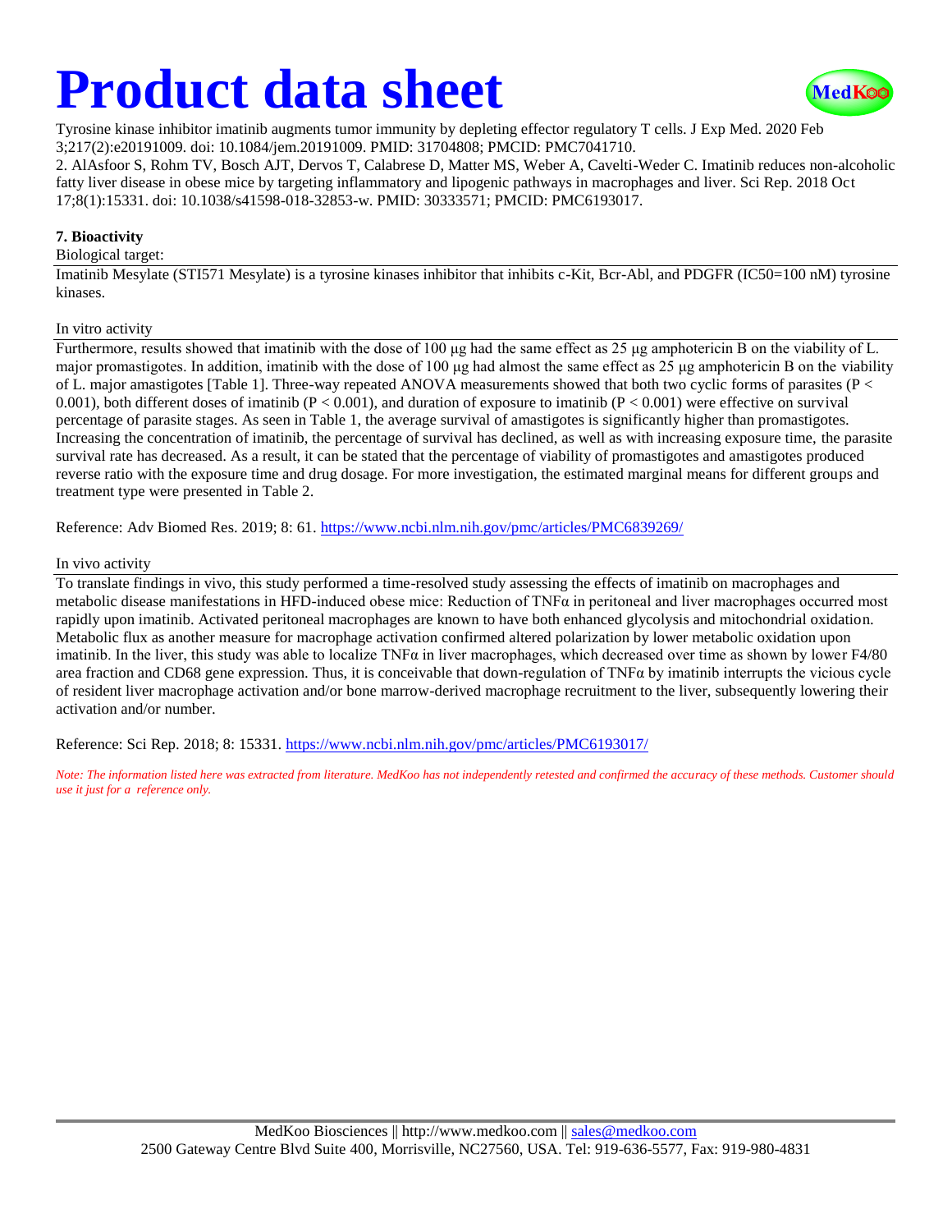Tyrosine kinase inhibitor imatinib augments tumor immunity by depleting effector regulatory T cells. J Exp Med. 2020 Feb 3;217(2):e20191009. doi: 10.1084/jem.20191009. PMID: 31704808; PMCID: PMC7041710.

2. AlAsfoor S, Rohm TV, Bosch AJT, Dervos T, Calabrese D, Matter MS, Weber A, Cavelti-Weder C. Imatinib reduces non-alcoholic fatty liver disease in obese mice by targeting inflammatory and lipogenic pathways in macrophages and liver. Sci Rep. 2018 Oct 17;8(1):15331. doi: 10.1038/s41598-018-32853-w. PMID: 30333571; PMCID: PMC6193017.

## 7. Bioactivity

Biological target:

Imatinib Mesylate (STI571 Mesylate) is a tyrosine kinases inhibitor that inhibits c-Kit, Bcr-Abl, and PDGFR (IC50=100 nM) tyrosine kinases.

In vitro activity

Furthermore, results showed that imatinib with the dose of 100 μg had the same effect as 25 μg amphotericin B on the viability of L. major promastigotes. In addition, imatinib with the dose of 100 μg had almost the same effect as 25 μg amphotericin B on the viability of L. major amastigotes [Table 1]. Three-way repeated ANOVA measurements showed that both two cyclic forms of parasites ($P < 0.001$), both different doses of imatinib ($P < 0.001$), and duration of exposure to imatinib ($P < 0.001$) were effective on survival percentage of parasite stages. As seen in Table 1, the average survival of amastigotes is significantly higher than promastigotes. Increasing the concentration of imatinib, the percentage of survival has declined, as well as with increasing exposure time, the parasite survival rate has decreased. As a result, it can be stated that the percentage of viability of promastigotes and amastigotes produced reverse ratio with the exposure time and drug dosage. For more investigation, the estimated marginal means for different groups and treatment type were presented in Table 2.

Reference: Adv Biomed Res. 2019; 8: 61. https://www.ncbi.nlm.nih.gov/pmc/articles/PMC6839269/

In vivo activity

To translate findings in vivo, this study performed a time-resolved study assessing the effects of imatinib on macrophages and metabolic disease manifestations in HFD-induced obese mice: Reduction of TNFα in peritoneal and liver macrophages occurred most rapidly upon imatinib. Activated peritoneal macrophages are known to have both enhanced glycolysis and mitochondrial oxidation. Metabolic flux as another measure for macrophage activation confirmed altered polarization by lower metabolic oxidation upon imatinib. In the liver, this study was able to localize TNFα in liver macrophages, which decreased over time as shown by lower F4/80 area fraction and CD68 gene expression. Thus, it is conceivable that down-regulation of TNFα by imatinib interrupts the vicious cycle of resident liver macrophage activation and/or bone marrow-derived macrophage recruitment to the liver, subsequently lowering their activation and/or number.

Reference: Sci Rep. 2018; 8: 15331. https://www.ncbi.nlm.nih.gov/pmc/articles/PMC6193017/

*Note: The information listed here was extracted from literature. MedKoo has not independently retested and confirmed the accuracy of these methods. Customer should use it just for a reference only.*